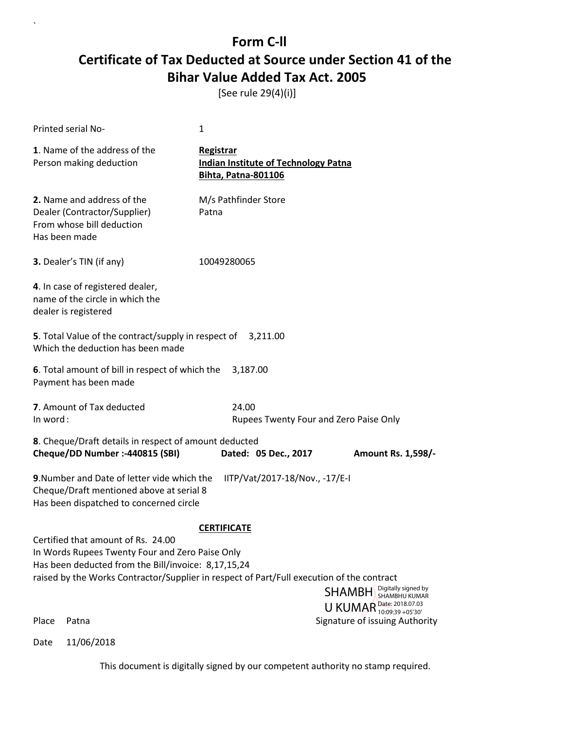# Form C-ll

## Certificate of Tax Deducted at Source under Section 41 of the Bihar Value Added Tax Act. 2005

[See rule 29(4)(i)]

Printed serial No- 1

**1**. Name of the address of the Person making deduction

**Registrar**
**Indian Institute of Technology Patna**
**Bihta, Patna-801106**

**2.** Name and address of the Dealer (Contractor/Supplier) From whose bill deduction Has been made

M/s Pathfinder Store
Patna

**3.** Dealer's TIN (if any) 10049280065

**4**. In case of registered dealer, name of the circle in which the dealer is registered

**5**. Total Value of the contract/supply in respect of Which the deduction has been made 3,211.00

**6**. Total amount of bill in respect of which the Payment has been made 3,187.00

**7**. Amount of Tax deducted 24.00
In word : Rupees Twenty Four and Zero Paise Only

**8**. Cheque/Draft details in respect of amount deducted
**Cheque/DD Number :-440815 (SBI)** **Dated: 05 Dec., 2017** **Amount Rs. 1,598/-**

**9**.Number and Date of letter vide which the Cheque/Draft mentioned above at serial 8 Has been dispatched to concerned circle IITP/Vat/2017-18/Nov., -17/E-I

**CERTIFICATE**

Certified that amount of Rs. 24.00
In Words Rupees Twenty Four and Zero Paise Only
Has been deducted from the Bill/invoice: 8,17,15,24
raised by the Works Contractor/Supplier in respect of Part/Full execution of the contract

SHAMBHU KUMAR
Digitally signed by SHAMBHU KUMAR
Date: 2018.07.03 10:09:39 +05'30'

Place Patna

Signature of issuing Authority

Date 11/06/2018

This document is digitally signed by our competent authority no stamp required.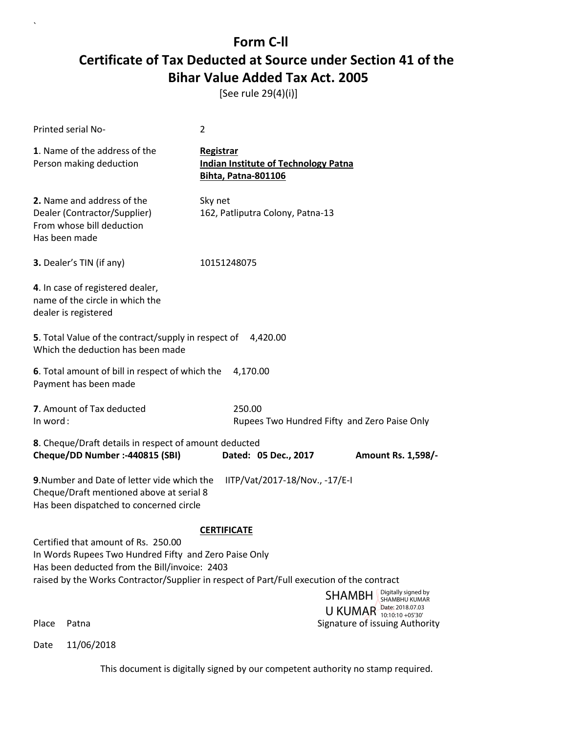# Form C-ll

# Certificate of Tax Deducted at Source under Section 41 of the Bihar Value Added Tax Act. 2005

[See rule 29(4)(i)]

Printed serial No- 2

**1**. Name of the address of the Person making deduction

**Registrar**
**Indian Institute of Technology Patna**
**Bihta, Patna-801106**

**2.** Name and address of the Dealer (Contractor/Supplier) From whose bill deduction Has been made

Sky net
162, Patliputra Colony, Patna-13

**3.** Dealer's TIN (if any) 10151248075

**4**. In case of registered dealer, name of the circle in which the dealer is registered

**5**. Total Value of the contract/supply in respect of Which the deduction has been made 4,420.00

**6**. Total amount of bill in respect of which the Payment has been made 4,170.00

**7**. Amount of Tax deducted 250.00
In word : Rupees Two Hundred Fifty and Zero Paise Only

**8**. Cheque/Draft details in respect of amount deducted
**Cheque/DD Number :-440815 (SBI)** **Dated: 05 Dec., 2017** **Amount Rs. 1,598/-**

**9**.Number and Date of letter vide which the Cheque/Draft mentioned above at serial 8 Has been dispatched to concerned circle IITP/Vat/2017-18/Nov., -17/E-I

**CERTIFICATE**

Certified that amount of Rs. 250.00
In Words Rupees Two Hundred Fifty and Zero Paise Only
Has been deducted from the Bill/invoice: 2403
raised by the Works Contractor/Supplier in respect of Part/Full execution of the contract

SHAMBHU KUMAR
Digitally signed by SHAMBHU KUMAR
Date: 2018.07.03 10:10:10 +05'30'

Place Patna Signature of issuing Authority

Date 11/06/2018

This document is digitally signed by our competent authority no stamp required.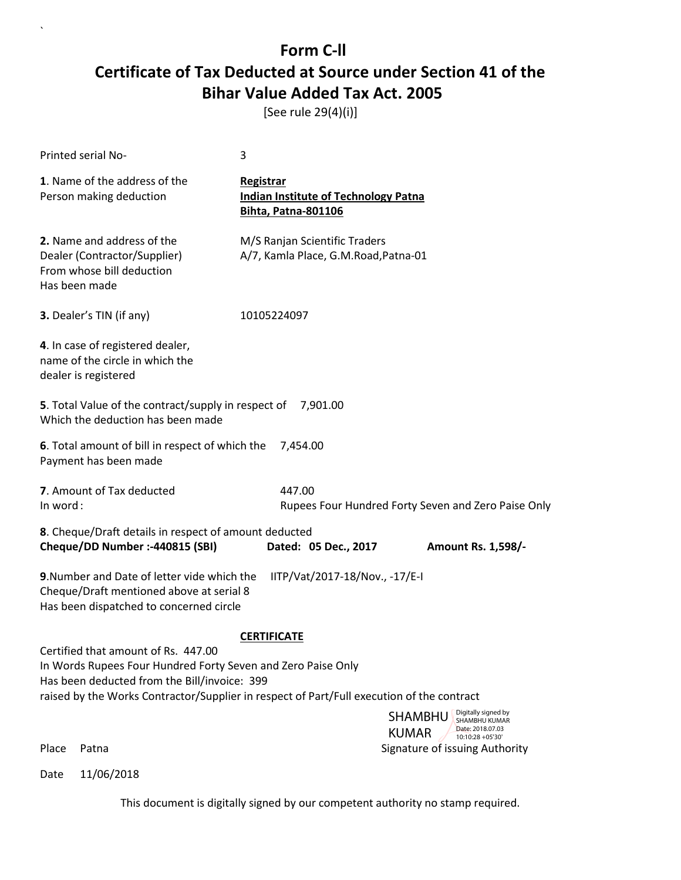# Form C-ll

# Certificate of Tax Deducted at Source under Section 41 of the Bihar Value Added Tax Act. 2005

[See rule 29(4)(i)]

Printed serial No- 3

**1**. Name of the address of the Person making deduction

**Registrar**
**Indian Institute of Technology Patna**
**Bihta, Patna-801106**

**2.** Name and address of the Dealer (Contractor/Supplier) From whose bill deduction Has been made

M/S Ranjan Scientific Traders
A/7, Kamla Place, G.M.Road,Patna-01

**3.** Dealer's TIN (if any) 10105224097

**4**. In case of registered dealer, name of the circle in which the dealer is registered

**5**. Total Value of the contract/supply in respect of Which the deduction has been made 7,901.00

**6**. Total amount of bill in respect of which the Payment has been made 7,454.00

**7**. Amount of Tax deducted 447.00
In word : Rupees Four Hundred Forty Seven and Zero Paise Only

**8**. Cheque/Draft details in respect of amount deducted
**Cheque/DD Number :-440815 (SBI)** **Dated: 05 Dec., 2017** **Amount Rs. 1,598/-**

**9**.Number and Date of letter vide which the Cheque/Draft mentioned above at serial 8 Has been dispatched to concerned circle IITP/Vat/2017-18/Nov., -17/E-I

**CERTIFICATE**

Certified that amount of Rs. 447.00
In Words Rupees Four Hundred Forty Seven and Zero Paise Only
Has been deducted from the Bill/invoice: 399
raised by the Works Contractor/Supplier in respect of Part/Full execution of the contract

SHAMBHU KUMAR — Digitally signed by SHAMBHU KUMAR Date: 2018.07.03 10:10:28 +05'30'

Place Patna Signature of issuing Authority

Date 11/06/2018

This document is digitally signed by our competent authority no stamp required.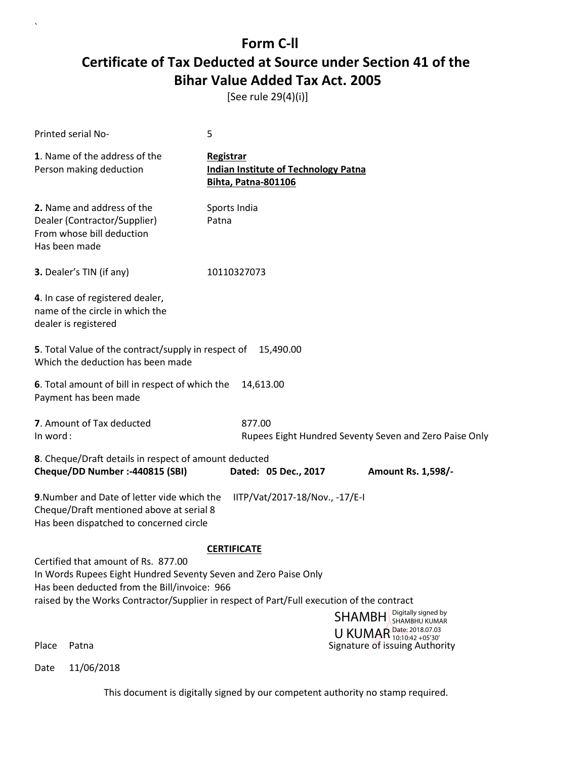# Form C-ll

# Certificate of Tax Deducted at Source under Section 41 of the Bihar Value Added Tax Act. 2005

[See rule 29(4)(i)]

Printed serial No- 5

**1**. Name of the address of the Person making deduction

**Registrar**
**Indian Institute of Technology Patna**
**Bihta, Patna-801106**

**2.** Name and address of the Dealer (Contractor/Supplier) From whose bill deduction Has been made

Sports India
Patna

**3.** Dealer's TIN (if any) 10110327073

**4**. In case of registered dealer, name of the circle in which the dealer is registered

**5**. Total Value of the contract/supply in respect of Which the deduction has been made 15,490.00

**6**. Total amount of bill in respect of which the Payment has been made 14,613.00

**7**. Amount of Tax deducted 877.00
In word : Rupees Eight Hundred Seventy Seven and Zero Paise Only

**8**. Cheque/Draft details in respect of amount deducted
**Cheque/DD Number :-440815 (SBI)** **Dated: 05 Dec., 2017** **Amount Rs. 1,598/-**

**9**.Number and Date of letter vide which the Cheque/Draft mentioned above at serial 8 Has been dispatched to concerned circle IITP/Vat/2017-18/Nov., -17/E-I

**CERTIFICATE**

Certified that amount of Rs. 877.00
In Words Rupees Eight Hundred Seventy Seven and Zero Paise Only
Has been deducted from the Bill/invoice: 966
raised by the Works Contractor/Supplier in respect of Part/Full execution of the contract

SHAMBHU KUMAR Digitally signed by SHAMBHU KUMAR Date: 2018.07.03 10:10:42 +05'30'

Place Patna Signature of issuing Authority

Date 11/06/2018

This document is digitally signed by our competent authority no stamp required.